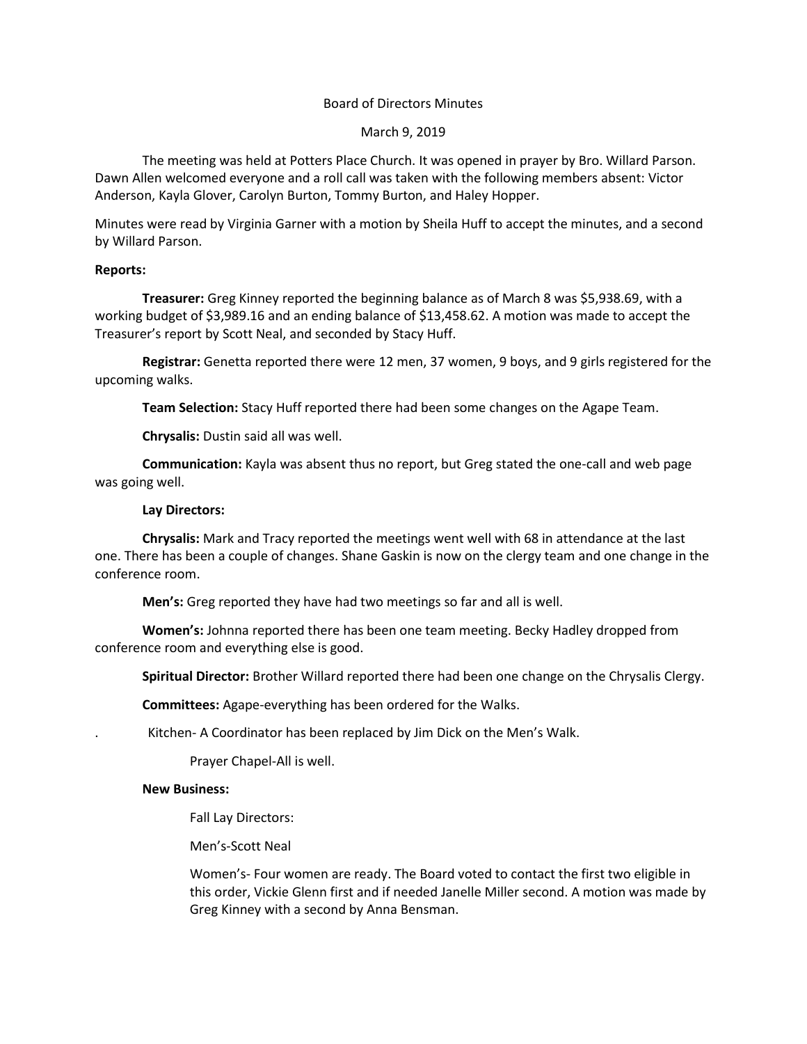Board of Directors Minutes

March 9, 2019

The meeting was held at Potters Place Church. It was opened in prayer by Bro. Willard Parson. Dawn Allen welcomed everyone and a roll call was taken with the following members absent: Victor Anderson, Kayla Glover, Carolyn Burton, Tommy Burton, and Haley Hopper.

Minutes were read by Virginia Garner with a motion by Sheila Huff to accept the minutes, and a second by Willard Parson.

**Reports:**

**Treasurer:** Greg Kinney reported the beginning balance as of March 8 was $5,938.69, with a working budget of $3,989.16 and an ending balance of $13,458.62. A motion was made to accept the Treasurer's report by Scott Neal, and seconded by Stacy Huff.

**Registrar:** Genetta reported there were 12 men, 37 women, 9 boys, and 9 girls registered for the upcoming walks.

**Team Selection:** Stacy Huff reported there had been some changes on the Agape Team.

**Chrysalis:** Dustin said all was well.

**Communication:** Kayla was absent thus no report, but Greg stated the one-call and web page was going well.

**Lay Directors:**

**Chrysalis:** Mark and Tracy reported the meetings went well with 68 in attendance at the last one. There has been a couple of changes. Shane Gaskin is now on the clergy team and one change in the conference room.

**Men's:** Greg reported they have had two meetings so far and all is well.

**Women's:** Johnna reported there has been one team meeting. Becky Hadley dropped from conference room and everything else is good.

**Spiritual Director:** Brother Willard reported there had been one change on the Chrysalis Clergy.

**Committees:** Agape-everything has been ordered for the Walks.

. Kitchen- A Coordinator has been replaced by Jim Dick on the Men's Walk.

Prayer Chapel-All is well.

**New Business:**

Fall Lay Directors:

Men's-Scott Neal

Women's- Four women are ready. The Board voted to contact the first two eligible in this order, Vickie Glenn first and if needed Janelle Miller second. A motion was made by Greg Kinney with a second by Anna Bensman.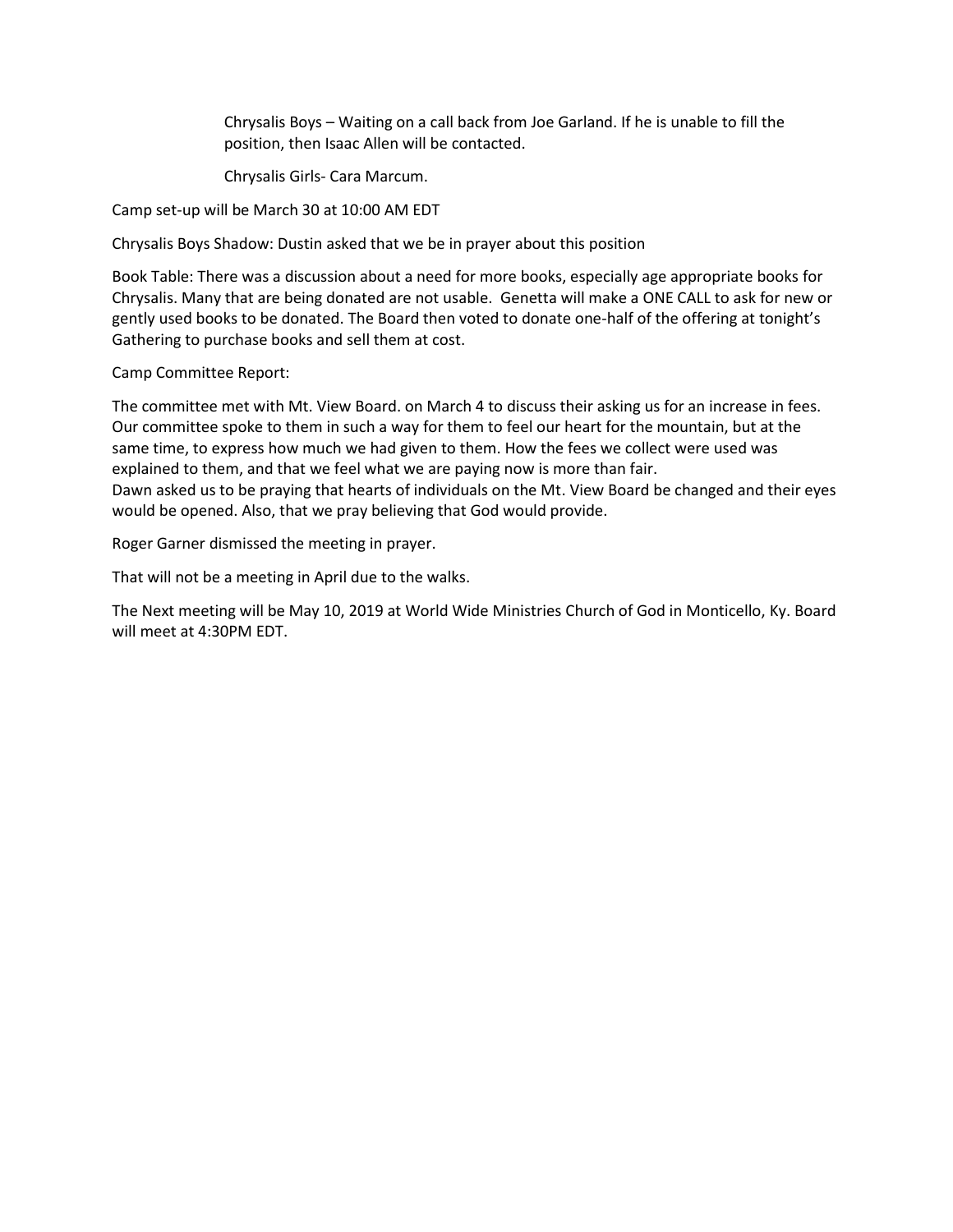Chrysalis Boys – Waiting on a call back from Joe Garland. If he is unable to fill the position, then Isaac Allen will be contacted.

Chrysalis Girls- Cara Marcum.

Camp set-up will be March 30 at 10:00 AM EDT

Chrysalis Boys Shadow: Dustin asked that we be in prayer about this position

Book Table: There was a discussion about a need for more books, especially age appropriate books for Chrysalis. Many that are being donated are not usable. Genetta will make a ONE CALL to ask for new or gently used books to be donated. The Board then voted to donate one-half of the offering at tonight's Gathering to purchase books and sell them at cost.

Camp Committee Report:

The committee met with Mt. View Board. on March 4 to discuss their asking us for an increase in fees. Our committee spoke to them in such a way for them to feel our heart for the mountain, but at the same time, to express how much we had given to them. How the fees we collect were used was explained to them, and that we feel what we are paying now is more than fair.
Dawn asked us to be praying that hearts of individuals on the Mt. View Board be changed and their eyes would be opened. Also, that we pray believing that God would provide.

Roger Garner dismissed the meeting in prayer.

That will not be a meeting in April due to the walks.

The Next meeting will be May 10, 2019 at World Wide Ministries Church of God in Monticello, Ky. Board will meet at 4:30PM EDT.